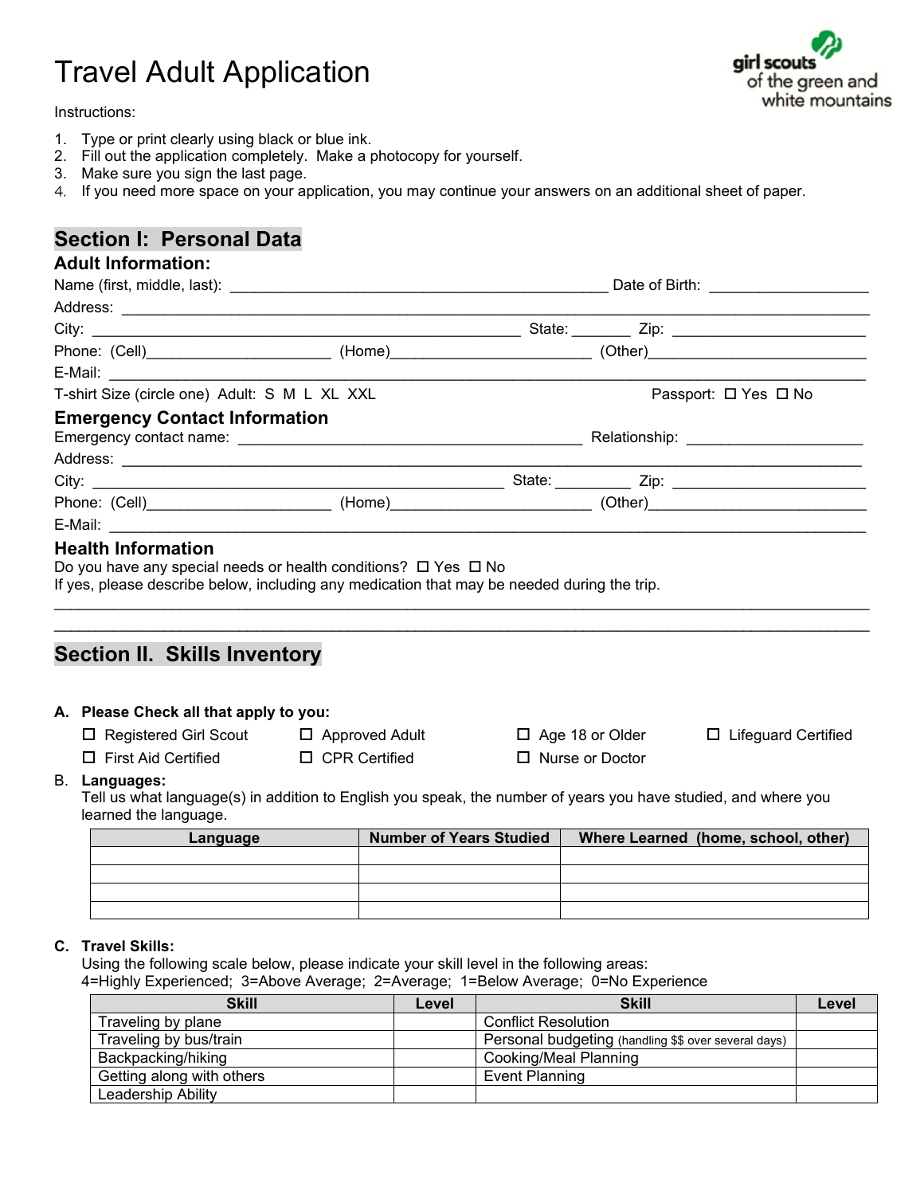# Travel Adult Application

girl scouts of the green and white mountains

Instructions:

1. Type or print clearly using black or blue ink.
2. Fill out the application completely. Make a photocopy for yourself.
3. Make sure you sign the last page.
4. If you need more space on your application, you may continue your answers on an additional sheet of paper.

## Section I: Personal Data

### Adult Information:

Name (first, middle, last): ___________________________________________ Date of Birth: __________________

Address: ______________________________________________________________________________________

City: _________________________________________________ State: _______ Zip: ______________________

Phone: (Cell)_____________________ (Home)______________________ (Other)_________________________

E-Mail: ________________________________________________________________________________________

T-shirt Size (circle one) Adult: S M L XL XXL Passport: ☐ Yes ☐ No

### Emergency Contact Information

Emergency contact name: _______________________________________ Relationship: ____________________

Address: _____________________________________________________________________________________

City: _______________________________________________ State: _________ Zip: ______________________

Phone: (Cell)_____________________ (Home)______________________ (Other)_________________________

E-Mail: ________________________________________________________________________________________

### Health Information

Do you have any special needs or health conditions? ☐ Yes ☐ No

If yes, please describe below, including any medication that may be needed during the trip.

_____________________________________________________________________________________________

_____________________________________________________________________________________________

## Section II. Skills Inventory

**A. Please Check all that apply to you:**

☐ Registered Girl Scout ☐ Approved Adult ☐ Age 18 or Older ☐ Lifeguard Certified

☐ First Aid Certified ☐ CPR Certified ☐ Nurse or Doctor

B. **Languages:**

Tell us what language(s) in addition to English you speak, the number of years you have studied, and where you learned the language.

| Language | Number of Years Studied | Where Learned (home, school, other) |
|---|---|---|
| | | |
| | | |
| | | |
| | | |

**C. Travel Skills:**

Using the following scale below, please indicate your skill level in the following areas:
4=Highly Experienced; 3=Above Average; 2=Average; 1=Below Average; 0=No Experience

| Skill | Level | Skill | Level |
|---|---|---|---|
| Traveling by plane | | Conflict Resolution | |
| Traveling by bus/train | | Personal budgeting (handling $$ over several days) | |
| Backpacking/hiking | | Cooking/Meal Planning | |
| Getting along with others | | Event Planning | |
| Leadership Ability | | | |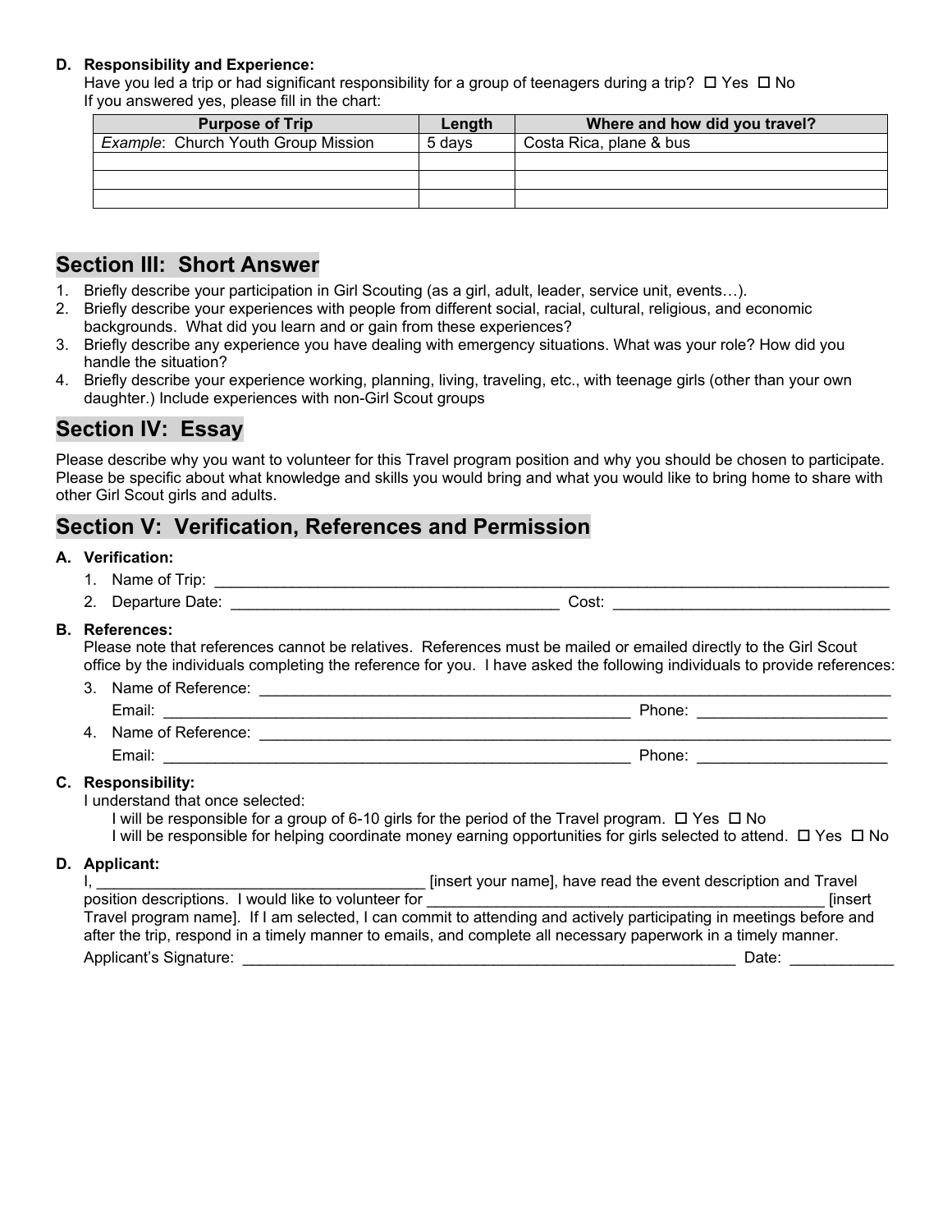**D. Responsibility and Experience:**

Have you led a trip or had significant responsibility for a group of teenagers during a trip? ☐ Yes ☐ No

If you answered yes, please fill in the chart:

| Purpose of Trip | Length | Where and how did you travel? |
|---|---|---|
| *Example*: Church Youth Group Mission | 5 days | Costa Rica, plane & bus |
| | | |
| | | |
| | | |

## Section III: Short Answer

1. Briefly describe your participation in Girl Scouting (as a girl, adult, leader, service unit, events…).
2. Briefly describe your experiences with people from different social, racial, cultural, religious, and economic backgrounds. What did you learn and or gain from these experiences?
3. Briefly describe any experience you have dealing with emergency situations. What was your role? How did you handle the situation?
4. Briefly describe your experience working, planning, living, traveling, etc., with teenage girls (other than your own daughter.) Include experiences with non-Girl Scout groups

## Section IV: Essay

Please describe why you want to volunteer for this Travel program position and why you should be chosen to participate. Please be specific about what knowledge and skills you would bring and what you would like to bring home to share with other Girl Scout girls and adults.

## Section V: Verification, References and Permission

**A. Verification:**

1. Name of Trip: ______________________________________________
2. Departure Date: ______________________________ Cost: ______________________________

**B. References:**

Please note that references cannot be relatives. References must be mailed or emailed directly to the Girl Scout office by the individuals completing the reference for you. I have asked the following individuals to provide references:

3. Name of Reference: ______________________________________________
   Email: ______________________________ Phone: ____________________
4. Name of Reference: ______________________________________________
   Email: ______________________________ Phone: ____________________

**C. Responsibility:**

I understand that once selected:

I will be responsible for a group of 6-10 girls for the period of the Travel program. ☐ Yes ☐ No

I will be responsible for helping coordinate money earning opportunities for girls selected to attend. ☐ Yes ☐ No

**D. Applicant:**

I, ______________________________ [insert your name], have read the event description and Travel position descriptions. I would like to volunteer for ______________________________ [insert Travel program name]. If I am selected, I can commit to attending and actively participating in meetings before and after the trip, respond in a timely manner to emails, and complete all necessary paperwork in a timely manner.

Applicant's Signature: ______________________________________________ Date: ____________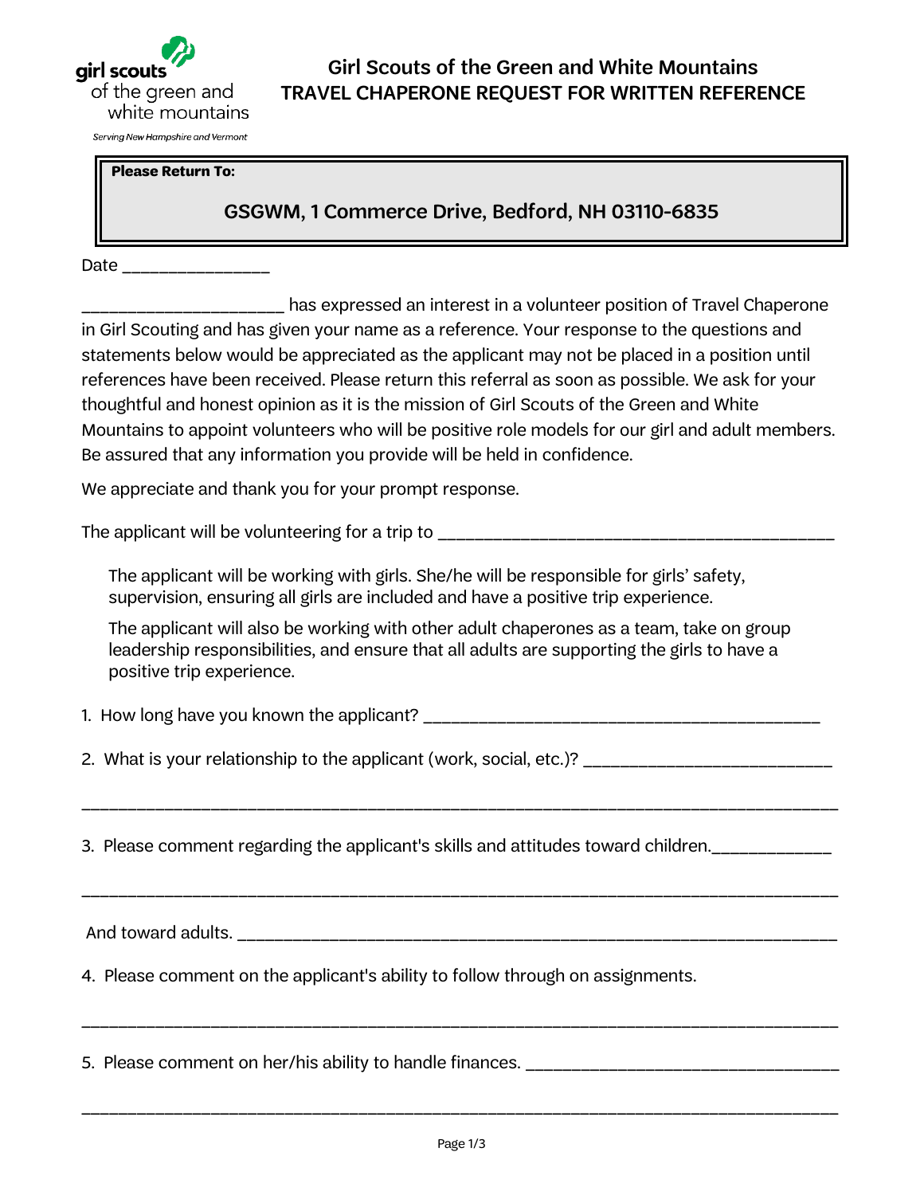girl scouts of the green and white mountains

*Serving New Hampshire and Vermont*

# Girl Scouts of the Green and White Mountains
# TRAVEL CHAPERONE REQUEST FOR WRITTEN REFERENCE

**Please Return To:**

**GSGWM, 1 Commerce Drive, Bedford, NH 03110-6835**

Date ________________

_____________________ has expressed an interest in a volunteer position of Travel Chaperone in Girl Scouting and has given your name as a reference. Your response to the questions and statements below would be appreciated as the applicant may not be placed in a position until references have been received. Please return this referral as soon as possible. We ask for your thoughtful and honest opinion as it is the mission of Girl Scouts of the Green and White Mountains to appoint volunteers who will be positive role models for our girl and adult members. Be assured that any information you provide will be held in confidence.

We appreciate and thank you for your prompt response.

The applicant will be volunteering for a trip to ___________________________________________

The applicant will be working with girls. She/he will be responsible for girls' safety, supervision, ensuring all girls are included and have a positive trip experience.

The applicant will also be working with other adult chaperones as a team, take on group leadership responsibilities, and ensure that all adults are supporting the girls to have a positive trip experience.

1. How long have you known the applicant? ___________________________________________

2. What is your relationship to the applicant (work, social, etc.)? __________________________

_____________________________________________________________________________

3. Please comment regarding the applicant's skills and attitudes toward children.____________

_____________________________________________________________________________

And toward adults. ___________________________________________________________________

4. Please comment on the applicant's ability to follow through on assignments.

_____________________________________________________________________________

5. Please comment on her/his ability to handle finances. __________________________________

_____________________________________________________________________________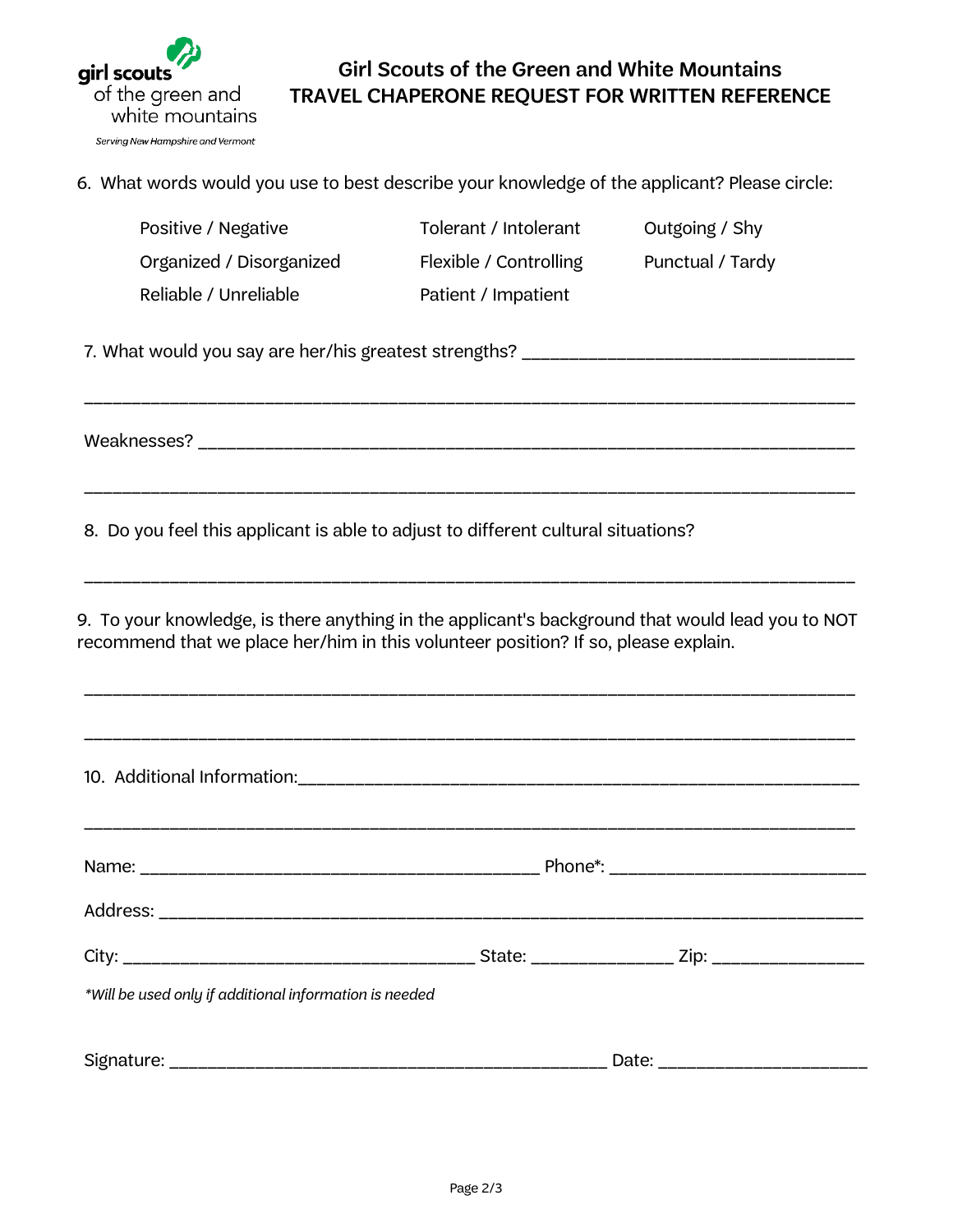# Girl Scouts of the Green and White Mountains
## TRAVEL CHAPERONE REQUEST FOR WRITTEN REFERENCE

6. What words would you use to best describe your knowledge of the applicant? Please circle:

| | | |
|---|---|---|
| Positive / Negative | Tolerant / Intolerant | Outgoing / Shy |
| Organized / Disorganized | Flexible / Controlling | Punctual / Tardy |
| Reliable / Unreliable | Patient / Impatient | |

7. What would you say are her/his greatest strengths? ___________________________________

_______________________________________________________________________________

Weaknesses? __________________________________________________________________

_______________________________________________________________________________

8. Do you feel this applicant is able to adjust to different cultural situations?

_______________________________________________________________________________

9. To your knowledge, is there anything in the applicant's background that would lead you to NOT recommend that we place her/him in this volunteer position? If so, please explain.

_______________________________________________________________________________

_______________________________________________________________________________

10. Additional Information:_______________________________________________________

_______________________________________________________________________________

Name: _________________________________________ Phone*: __________________________

Address: ______________________________________________________________________

City: ____________________________________ State: ______________ Zip: ________________

*Will be used only if additional information is needed*

Signature: _____________________________________________ Date: _____________________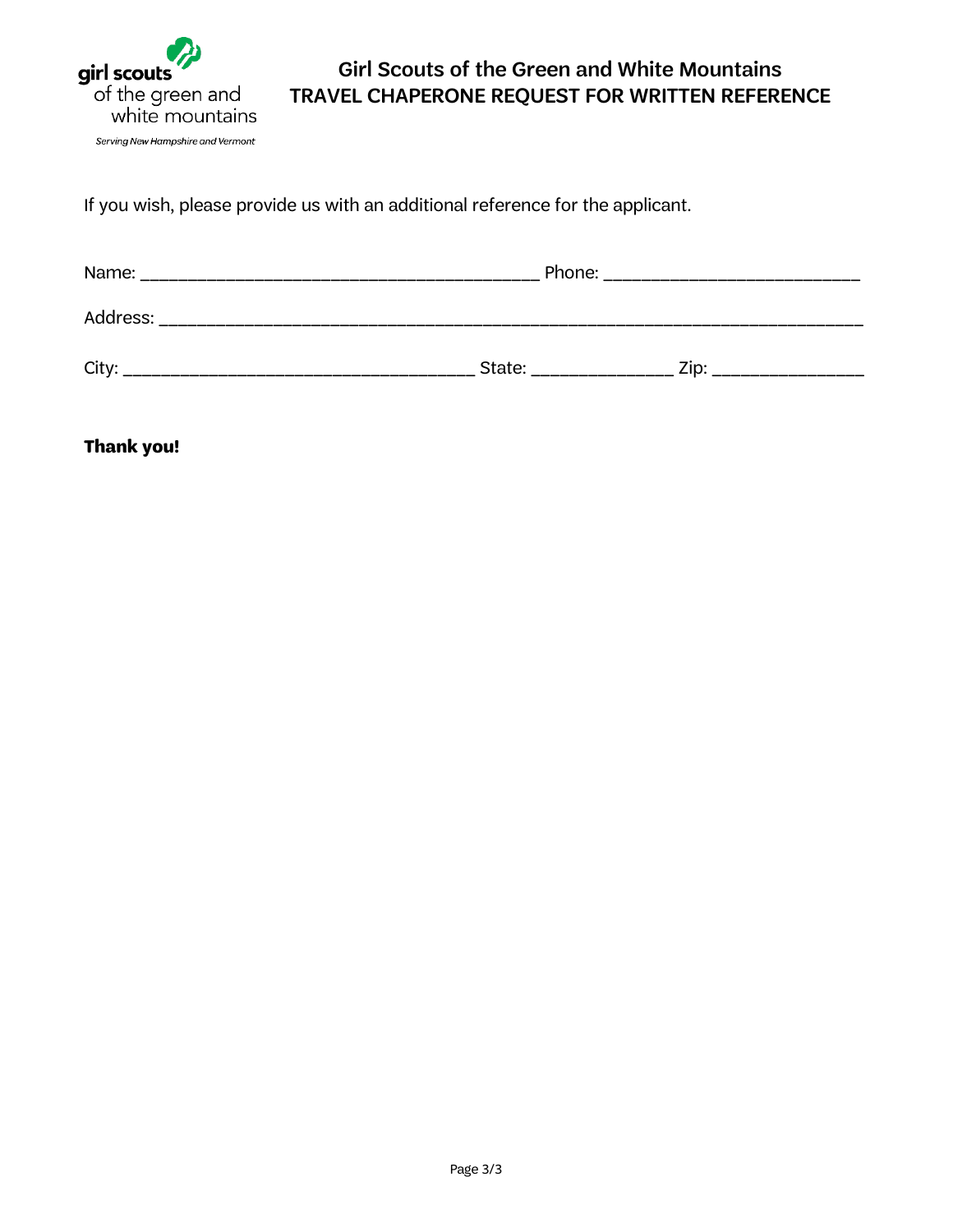girl scouts of the green and white mountains

*Serving New Hampshire and Vermont*

## Girl Scouts of the Green and White Mountains
## TRAVEL CHAPERONE REQUEST FOR WRITTEN REFERENCE

If you wish, please provide us with an additional reference for the applicant.

Name: ________________________________________ Phone: _________________________

Address: __________________________________________________________________________

City: __________________________________ State: ______________ Zip: _______________

**Thank you!**